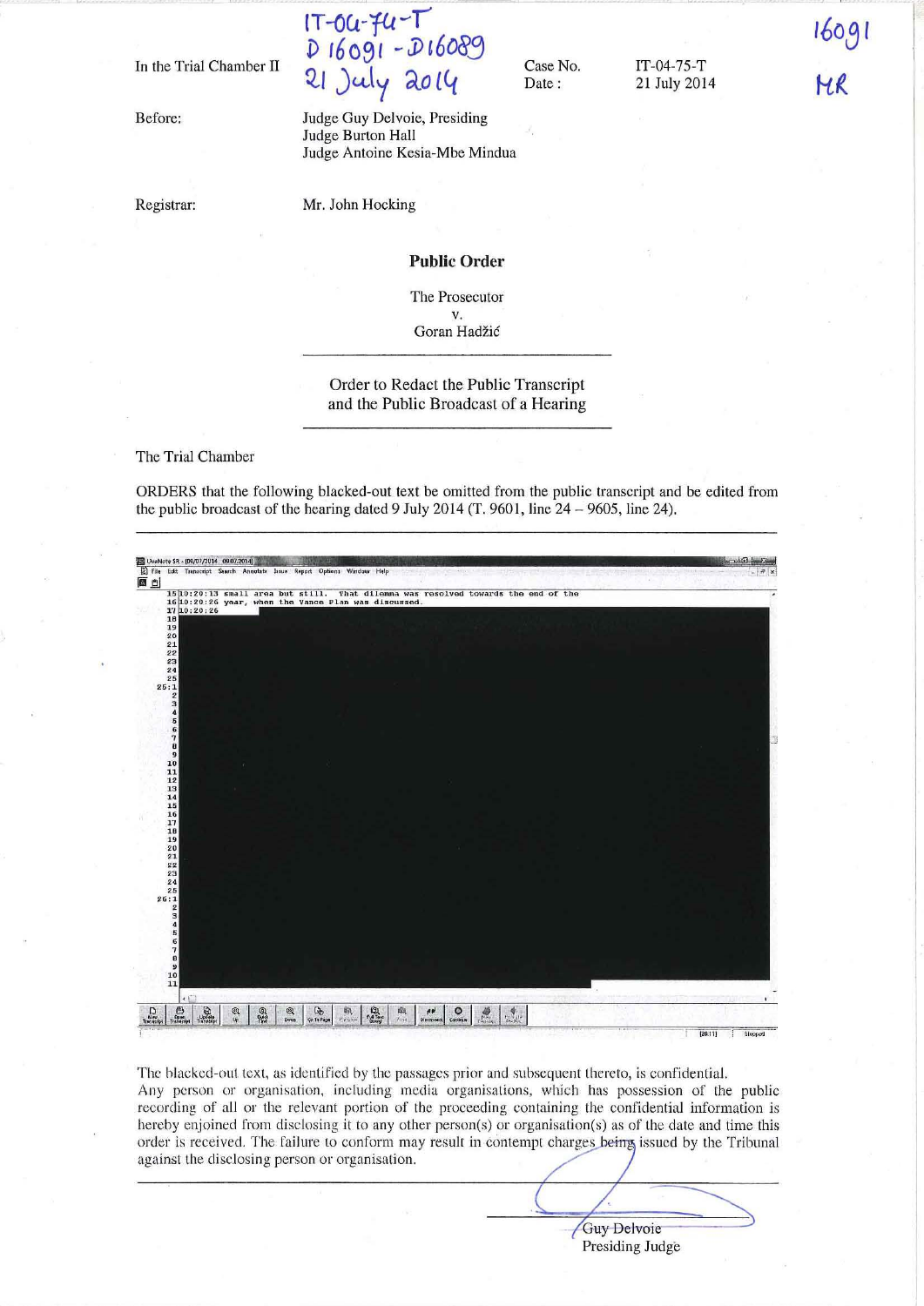IT-04-75-T
D16091 - D16089
21 July 2014

16091
MR

In the Trial Chamber II

Case No. IT-04-75-T
Date: 21 July 2014

Before: Judge Guy Delvoie, Presiding
Judge Burton Hall
Judge Antoine Kesia-Mbe Mindua

Registrar: Mr. John Hocking

**Public Order**

The Prosecutor
v.
Goran Hadžić

Order to Redact the Public Transcript
and the Public Broadcast of a Hearing

The Trial Chamber

ORDERS that the following blacked-out text be omitted from the public transcript and be edited from the public broadcast of the hearing dated 9 July 2014 (T. 9601, line 24 – 9605, line 24).

```
15 10:20:13 small area but still. That dilemma was resolved towards the end of the
16 10:20:26 year, when the Vance Plan was discussed.
17 10:20:26
```

The blacked-out text, as identified by the passages prior and subsequent thereto, is confidential.
Any person or organisation, including media organisations, which has possession of the public recording of all or the relevant portion of the proceeding containing the confidential information is hereby enjoined from disclosing it to any other person(s) or organisation(s) as of the date and time this order is received. The failure to conform may result in contempt charges being issued by the Tribunal against the disclosing person or organisation.

Guy Delvoie
Presiding Judge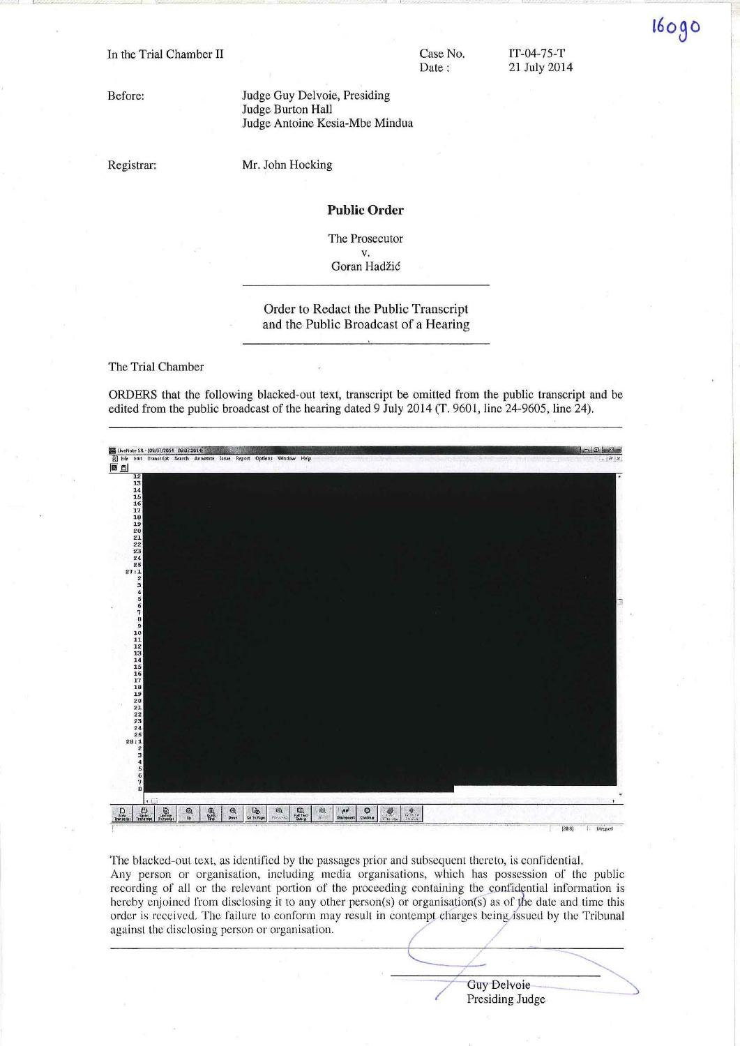16090

In the Trial Chamber II

Case No. IT-04-75-T
Date : 21 July 2014

Before: Judge Guy Delvoie, Presiding
Judge Burton Hall
Judge Antoine Kesia-Mbe Mindua

Registrar: Mr. John Hocking

**Public Order**

The Prosecutor
v.
Goran Hadžić

Order to Redact the Public Transcript and the Public Broadcast of a Hearing

The Trial Chamber

ORDERS that the following blacked-out text, transcript be omitted from the public transcript and be edited from the public broadcast of the hearing dated 9 July 2014 (T. 9601, line 24-9605, line 24).

The blacked-out text, as identified by the passages prior and subsequent thereto, is confidential.
Any person or organisation, including media organisations, which has possession of the public recording of all or the relevant portion of the proceeding containing the confidential information is hereby enjoined from disclosing it to any other person(s) or organisation(s) as of the date and time this order is received. The failure to conform may result in contempt charges being issued by the Tribunal against the disclosing person or organisation.

Guy Delvoie
Presiding Judge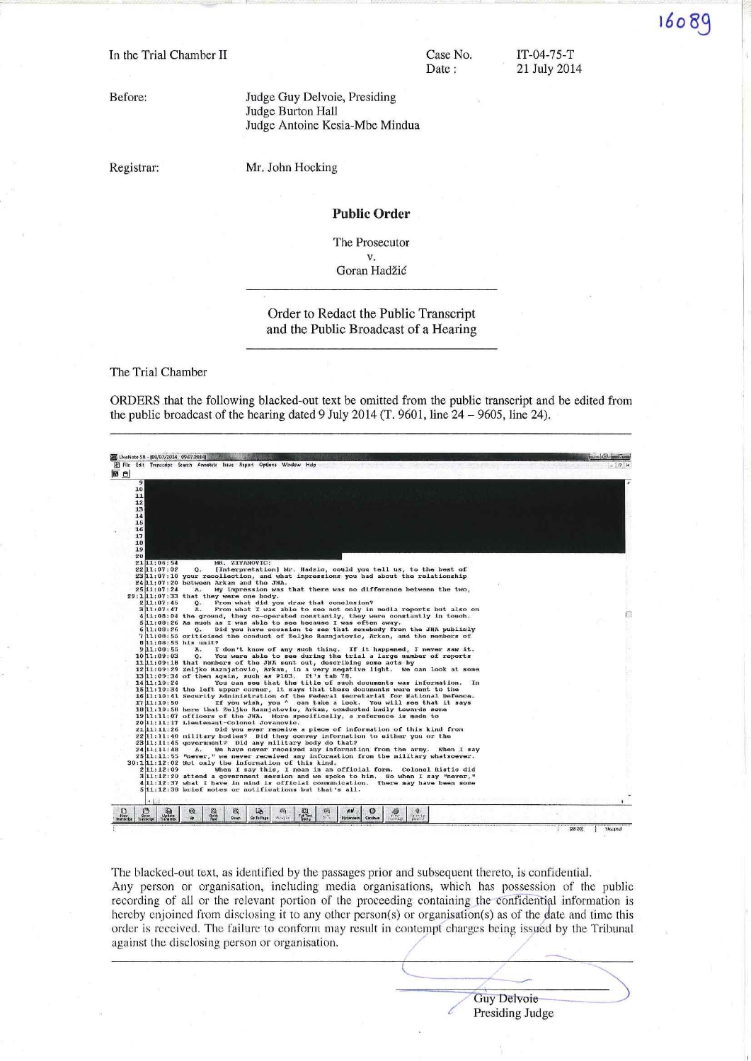16089

In the Trial Chamber II

Case No. IT-04-75-T
Date : 21 July 2014

Before: Judge Guy Delvoie, Presiding
Judge Burton Hall
Judge Antoine Kesia-Mbe Mindua

Registrar: Mr. John Hocking

**Public Order**

The Prosecutor
v.
Goran Hadžić

Order to Redact the Public Transcript and the Public Broadcast of a Hearing

---

The Trial Chamber

ORDERS that the following blacked-out text be omitted from the public transcript and be edited from the public broadcast of the hearing dated 9 July 2014 (T. 9601, line 24 – 9605, line 24).

---

```
 9
10
11
12
13
14
15
16
17
18
19
20
21 11:06:54        MR. ZIVANOVIC:
22 11:07:02   Q.   [Interpretation] Mr. Hadzic, could you tell us, to the best of
23 11:07:10   your recollection, and what impressions you had about the relationship
24 11:07:20   between Arkan and the JNA.
25 11:07:24   A.   My impression was that there was no difference between the two,
29: 1 11:07:33   that they were one body.
 2 11:07:45   Q.   From what did you draw that conclusion?
 3 11:07:47   A.   From what I was able to see not only in media reports but also on
 4 11:08:04   the ground, they co-operated constantly, they were constantly in touch.
 5 11:08:26   As much as I was able to see because I was often away.
 6 11:08:26   Q.   Did you have occasion to see that somebody from the JNA publicly
 7 11:08:55   criticised the conduct of Zeljko Raznjatovic, Arkan, and the members of
 8 11:08:55   his unit?
 9 11:08:55   A.   I don't know of any such thing.  If it happened, I never saw it.
10 11:09:03   Q.   You were able to see during the trial a large number of reports
11 11:09:18   that members of the JNA sent out, describing some acts by
12 11:09:29   Zeljko Raznjatovic, Arkan, in a very negative light.  We can look at some
13 11:09:34   of them again, such as P103.  It's tab 78.
14 11:10:24        You can see that the title of such documents was information.  In
15 11:10:34   the left upper corner, it says that these documents were sent to the
16 11:10:41   Security Administration of the Federal Secretariat for National Defence.
17 11:10:50        If you wish, you ^ can take a look.  You will see that it says
18 11:10:58   here that Zeljko Raznjatovic, Arkan, conducted badly towards some
19 11:11:07   officers of the JNA.  More specifically, a reference is made to
20 11:11:17   Lieutenant-Colonel Jovanovic.
21 11:11:26        Did you ever receive a piece of information of this kind from
22 11:11:40   military bodies?  Did they convey information to either you or the
23 11:11:45   government?  Did any military body do that?
24 11:11:48   A.   We have never received any information from the army.  When I say
25 11:11:55   "never," we never received any information from the military whatsoever.
30: 1 11:12:02   Not only the information of this kind.
 2 11:12:09        When I say this, I mean in an official form.  Colonel Ristic did
 3 11:12:20   attend a government session and we spoke to him.  So when I say "never,"
 4 11:12:37   what I have in mind is official communication.  There may have been some
 5 11:12:38   brief notes or notifications but that's all.
```

The blacked-out text, as identified by the passages prior and subsequent thereto, is confidential.

Any person or organisation, including media organisations, which has possession of the public recording of all or the relevant portion of the proceeding containing the confidential information is hereby enjoined from disclosing it to any other person(s) or organisation(s) as of the date and time this order is received. The failure to conform may result in contempt charges being issued by the Tribunal against the disclosing person or organisation.

---

Guy Delvoie
Presiding Judge